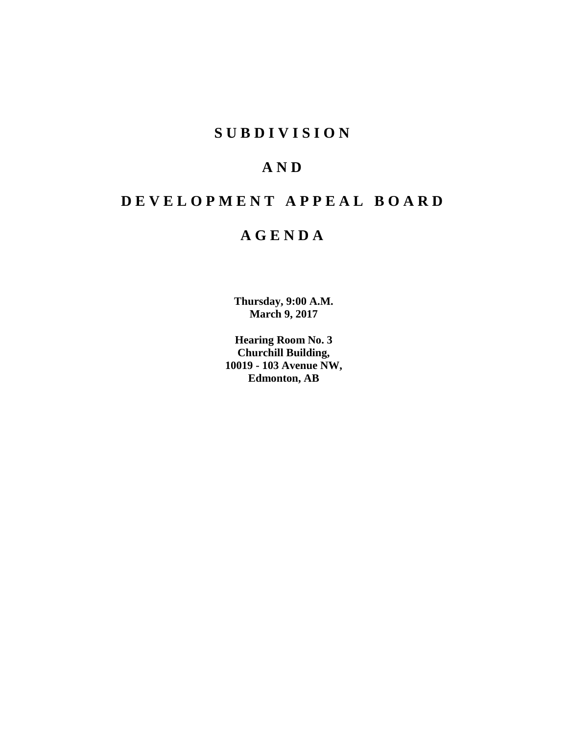# SUBDIVISION

# AND

# DEVELOPMENT APPEAL BOARD

# AGENDA

**Thursday, 9:00 A.M.**
**March 9, 2017**

**Hearing Room No. 3**
**Churchill Building,**
**10019 - 103 Avenue NW,**
**Edmonton, AB**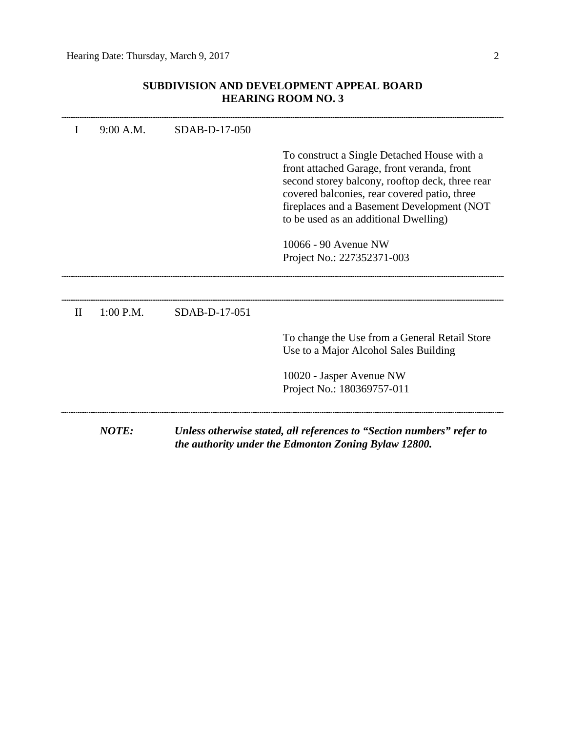## SUBDIVISION AND DEVELOPMENT APPEAL BOARD
## HEARING ROOM NO. 3

---

| | | | |
|---|---|---|---|
| I | 9:00 A.M. | SDAB-D-17-050 | |
| | | | To construct a Single Detached House with a front attached Garage, front veranda, front second storey balcony, rooftop deck, three rear covered balconies, rear covered patio, three fireplaces and a Basement Development (NOT to be used as an additional Dwelling) |
| | | | 10066 - 90 Avenue NW<br>Project No.: 227352371-003 |

---

| | | | |
|---|---|---|---|
| II | 1:00 P.M. | SDAB-D-17-051 | |
| | | | To change the Use from a General Retail Store Use to a Major Alcohol Sales Building |
| | | | 10020 - Jasper Avenue NW<br>Project No.: 180369757-011 |

---

***NOTE:*** ***Unless otherwise stated, all references to "Section numbers" refer to the authority under the Edmonton Zoning Bylaw 12800.***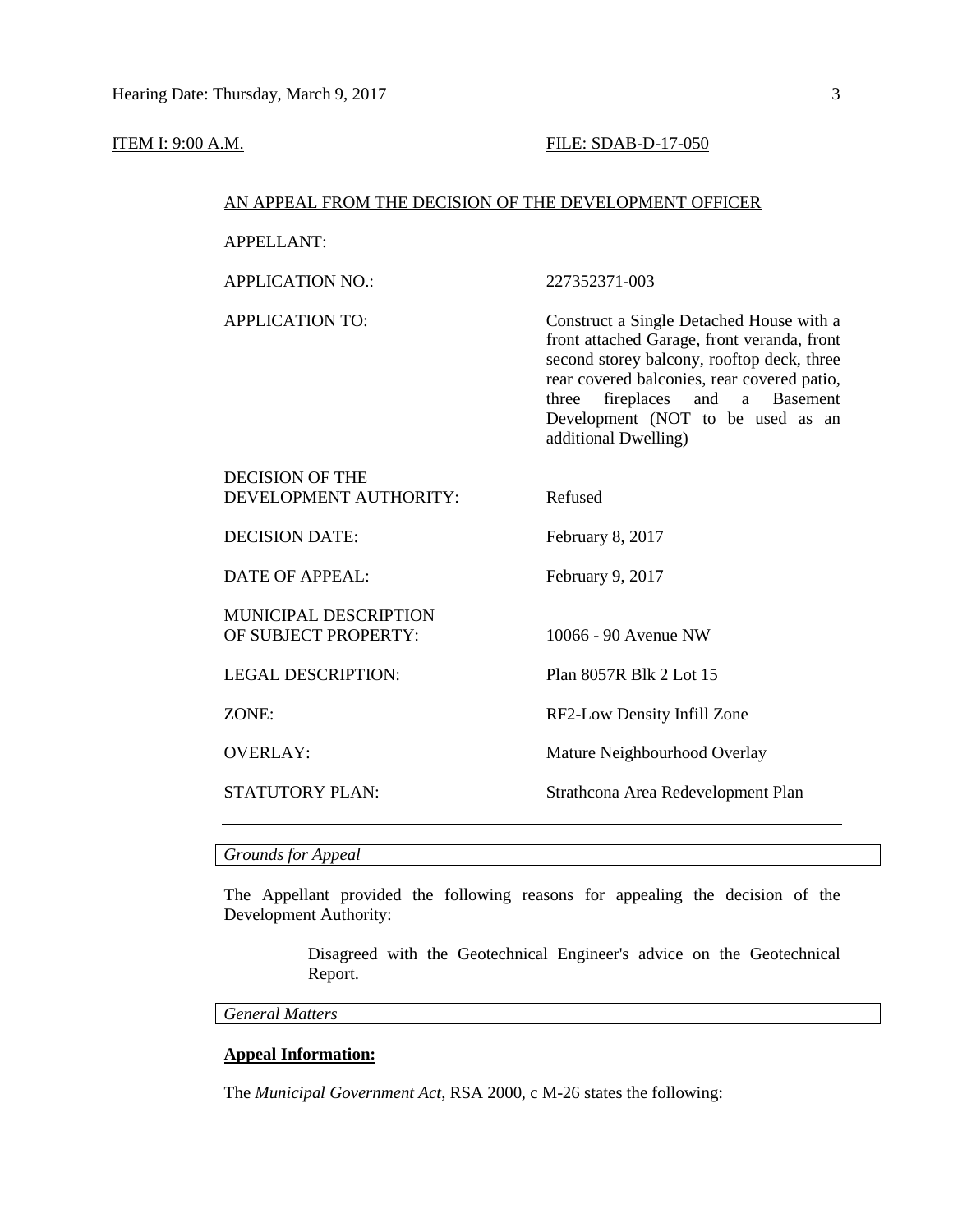ITEM I: 9:00 A.M. FILE: SDAB-D-17-050

AN APPEAL FROM THE DECISION OF THE DEVELOPMENT OFFICER

| | |
|---|---|
| APPELLANT: | |
| APPLICATION NO.: | 227352371-003 |
| APPLICATION TO: | Construct a Single Detached House with a front attached Garage, front veranda, front second storey balcony, rooftop deck, three rear covered balconies, rear covered patio, three fireplaces and a Basement Development (NOT to be used as an additional Dwelling) |
| DECISION OF THE DEVELOPMENT AUTHORITY: | Refused |
| DECISION DATE: | February 8, 2017 |
| DATE OF APPEAL: | February 9, 2017 |
| MUNICIPAL DESCRIPTION OF SUBJECT PROPERTY: | 10066 - 90 Avenue NW |
| LEGAL DESCRIPTION: | Plan 8057R Blk 2 Lot 15 |
| ZONE: | RF2-Low Density Infill Zone |
| OVERLAY: | Mature Neighbourhood Overlay |
| STATUTORY PLAN: | Strathcona Area Redevelopment Plan |

*Grounds for Appeal*

The Appellant provided the following reasons for appealing the decision of the Development Authority:

> Disagreed with the Geotechnical Engineer's advice on the Geotechnical Report.

*General Matters*

**Appeal Information:**

The *Municipal Government Act*, RSA 2000, c M-26 states the following: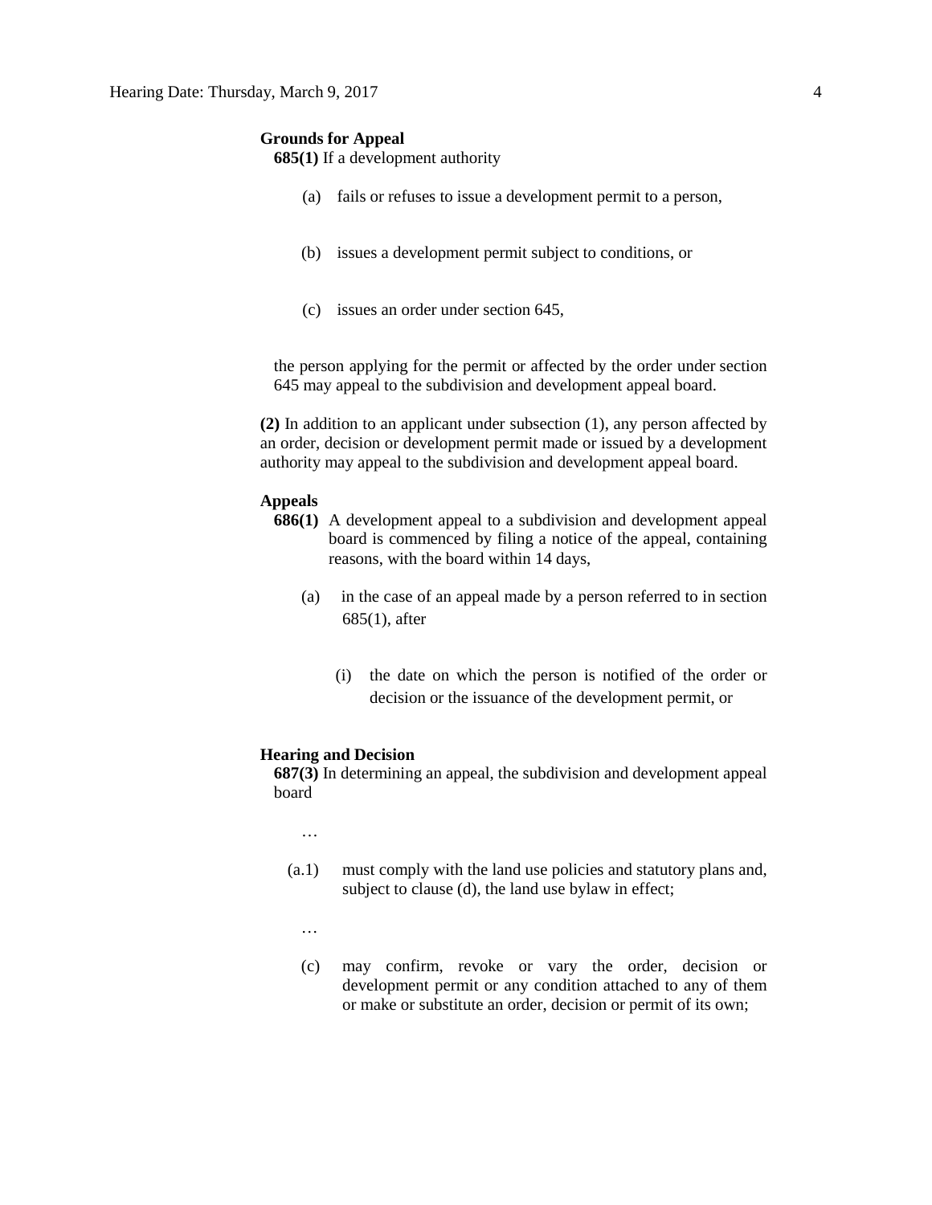**Grounds for Appeal**

**685(1)** If a development authority

(a) fails or refuses to issue a development permit to a person,

(b) issues a development permit subject to conditions, or

(c) issues an order under section 645,

the person applying for the permit or affected by the order under section 645 may appeal to the subdivision and development appeal board.

**(2)** In addition to an applicant under subsection (1), any person affected by an order, decision or development permit made or issued by a development authority may appeal to the subdivision and development appeal board.

**Appeals**

**686(1)** A development appeal to a subdivision and development appeal board is commenced by filing a notice of the appeal, containing reasons, with the board within 14 days,

(a) in the case of an appeal made by a person referred to in section 685(1), after

(i) the date on which the person is notified of the order or decision or the issuance of the development permit, or

**Hearing and Decision**

**687(3)** In determining an appeal, the subdivision and development appeal board

…

(a.1) must comply with the land use policies and statutory plans and, subject to clause (d), the land use bylaw in effect;

…

(c) may confirm, revoke or vary the order, decision or development permit or any condition attached to any of them or make or substitute an order, decision or permit of its own;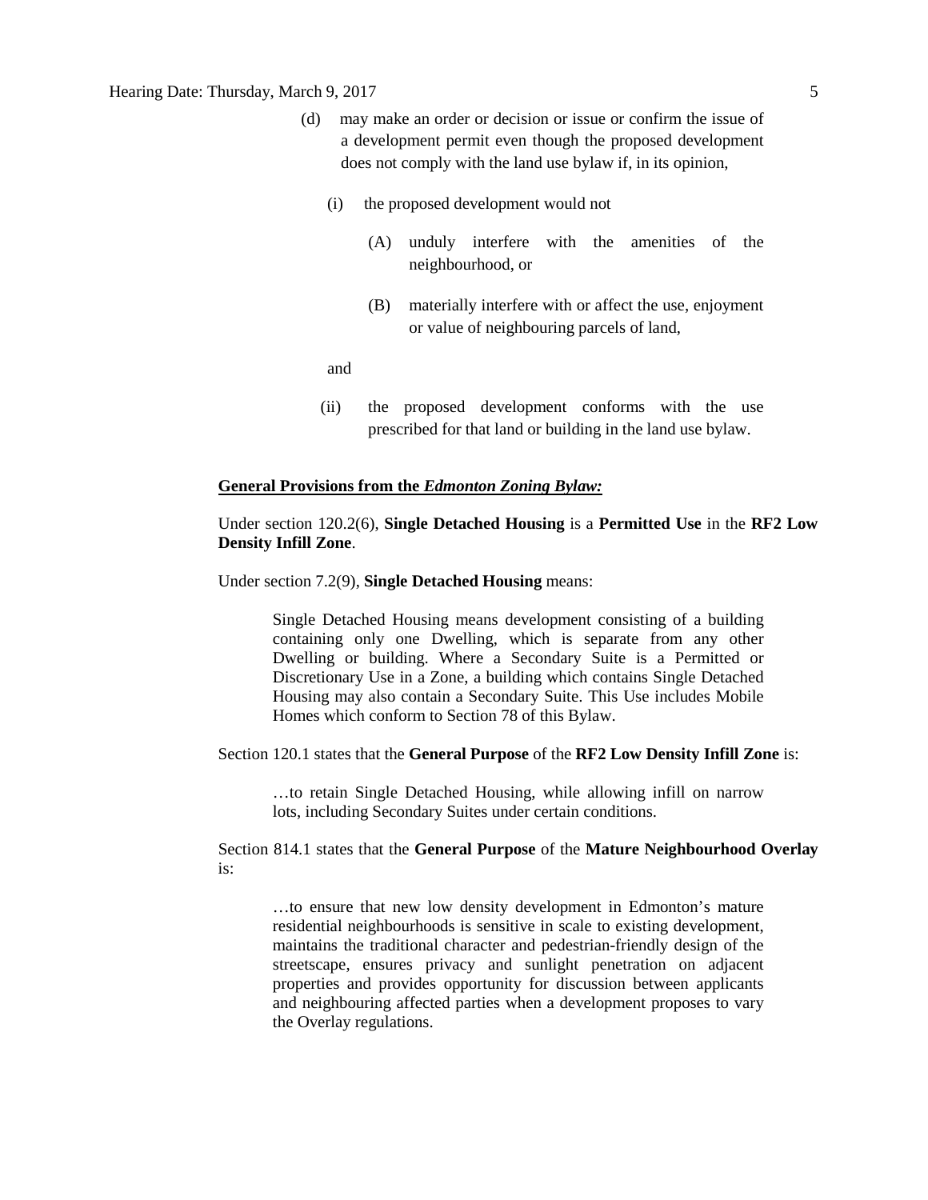(d) may make an order or decision or issue or confirm the issue of a development permit even though the proposed development does not comply with the land use bylaw if, in its opinion,

(i) the proposed development would not

(A) unduly interfere with the amenities of the neighbourhood, or

(B) materially interfere with or affect the use, enjoyment or value of neighbouring parcels of land,

and

(ii) the proposed development conforms with the use prescribed for that land or building in the land use bylaw.

**General Provisions from the *Edmonton Zoning Bylaw:***

Under section 120.2(6), **Single Detached Housing** is a **Permitted Use** in the **RF2 Low Density Infill Zone**.

Under section 7.2(9), **Single Detached Housing** means:

> Single Detached Housing means development consisting of a building containing only one Dwelling, which is separate from any other Dwelling or building. Where a Secondary Suite is a Permitted or Discretionary Use in a Zone, a building which contains Single Detached Housing may also contain a Secondary Suite. This Use includes Mobile Homes which conform to Section 78 of this Bylaw.

Section 120.1 states that the **General Purpose** of the **RF2 Low Density Infill Zone** is:

> …to retain Single Detached Housing, while allowing infill on narrow lots, including Secondary Suites under certain conditions.

Section 814.1 states that the **General Purpose** of the **Mature Neighbourhood Overlay** is:

> …to ensure that new low density development in Edmonton's mature residential neighbourhoods is sensitive in scale to existing development, maintains the traditional character and pedestrian-friendly design of the streetscape, ensures privacy and sunlight penetration on adjacent properties and provides opportunity for discussion between applicants and neighbouring affected parties when a development proposes to vary the Overlay regulations.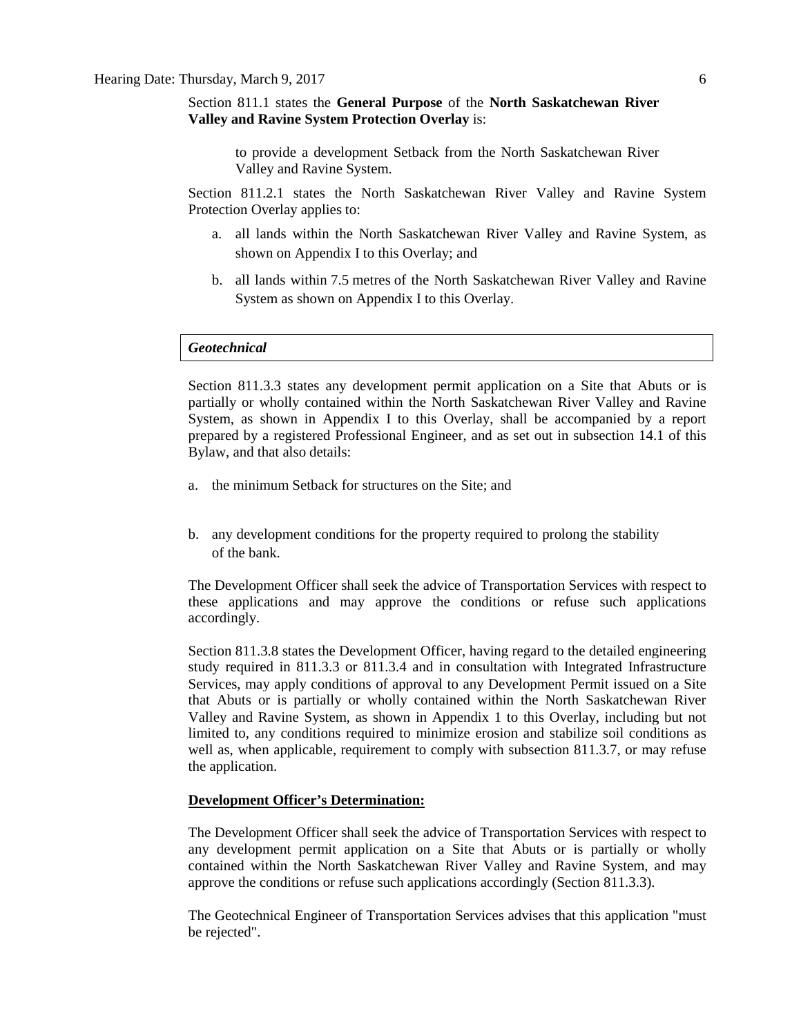Section 811.1 states the **General Purpose** of the **North Saskatchewan River Valley and Ravine System Protection Overlay** is:

> to provide a development Setback from the North Saskatchewan River Valley and Ravine System.

Section 811.2.1 states the North Saskatchewan River Valley and Ravine System Protection Overlay applies to:

a. all lands within the North Saskatchewan River Valley and Ravine System, as shown on Appendix I to this Overlay; and

b. all lands within 7.5 metres of the North Saskatchewan River Valley and Ravine System as shown on Appendix I to this Overlay.

| *Geotechnical* |
| --- |

Section 811.3.3 states any development permit application on a Site that Abuts or is partially or wholly contained within the North Saskatchewan River Valley and Ravine System, as shown in Appendix I to this Overlay, shall be accompanied by a report prepared by a registered Professional Engineer, and as set out in subsection 14.1 of this Bylaw, and that also details:

a. the minimum Setback for structures on the Site; and

b. any development conditions for the property required to prolong the stability of the bank.

The Development Officer shall seek the advice of Transportation Services with respect to these applications and may approve the conditions or refuse such applications accordingly.

Section 811.3.8 states the Development Officer, having regard to the detailed engineering study required in 811.3.3 or 811.3.4 and in consultation with Integrated Infrastructure Services, may apply conditions of approval to any Development Permit issued on a Site that Abuts or is partially or wholly contained within the North Saskatchewan River Valley and Ravine System, as shown in Appendix 1 to this Overlay, including but not limited to, any conditions required to minimize erosion and stabilize soil conditions as well as, when applicable, requirement to comply with subsection 811.3.7, or may refuse the application.

**Development Officer's Determination:**

The Development Officer shall seek the advice of Transportation Services with respect to any development permit application on a Site that Abuts or is partially or wholly contained within the North Saskatchewan River Valley and Ravine System, and may approve the conditions or refuse such applications accordingly (Section 811.3.3).

The Geotechnical Engineer of Transportation Services advises that this application "must be rejected".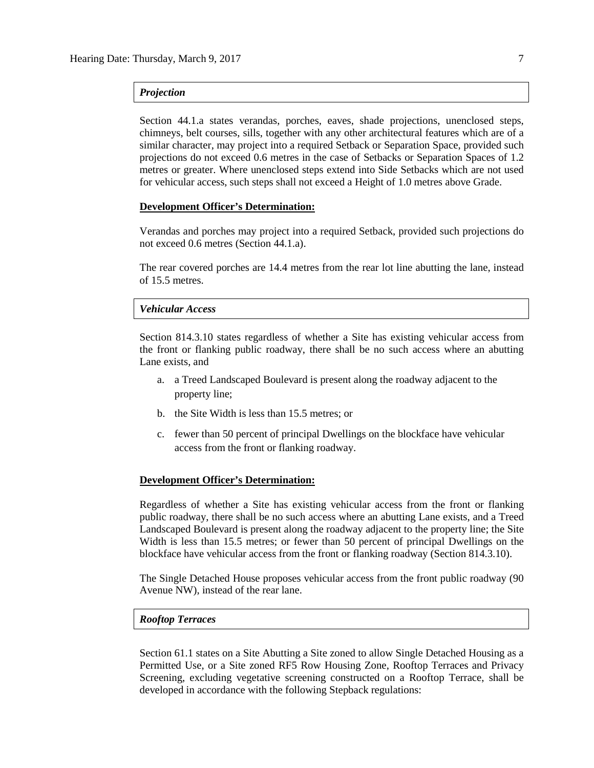### *Projection*

Section 44.1.a states verandas, porches, eaves, shade projections, unenclosed steps, chimneys, belt courses, sills, together with any other architectural features which are of a similar character, may project into a required Setback or Separation Space, provided such projections do not exceed 0.6 metres in the case of Setbacks or Separation Spaces of 1.2 metres or greater. Where unenclosed steps extend into Side Setbacks which are not used for vehicular access, such steps shall not exceed a Height of 1.0 metres above Grade.

**Development Officer's Determination:**

Verandas and porches may project into a required Setback, provided such projections do not exceed 0.6 metres (Section 44.1.a).

The rear covered porches are 14.4 metres from the rear lot line abutting the lane, instead of 15.5 metres.

### *Vehicular Access*

Section 814.3.10 states regardless of whether a Site has existing vehicular access from the front or flanking public roadway, there shall be no such access where an abutting Lane exists, and

a. a Treed Landscaped Boulevard is present along the roadway adjacent to the property line;
b. the Site Width is less than 15.5 metres; or
c. fewer than 50 percent of principal Dwellings on the blockface have vehicular access from the front or flanking roadway.

**Development Officer's Determination:**

Regardless of whether a Site has existing vehicular access from the front or flanking public roadway, there shall be no such access where an abutting Lane exists, and a Treed Landscaped Boulevard is present along the roadway adjacent to the property line; the Site Width is less than 15.5 metres; or fewer than 50 percent of principal Dwellings on the blockface have vehicular access from the front or flanking roadway (Section 814.3.10).

The Single Detached House proposes vehicular access from the front public roadway (90 Avenue NW), instead of the rear lane.

### *Rooftop Terraces*

Section 61.1 states on a Site Abutting a Site zoned to allow Single Detached Housing as a Permitted Use, or a Site zoned RF5 Row Housing Zone, Rooftop Terraces and Privacy Screening, excluding vegetative screening constructed on a Rooftop Terrace, shall be developed in accordance with the following Stepback regulations: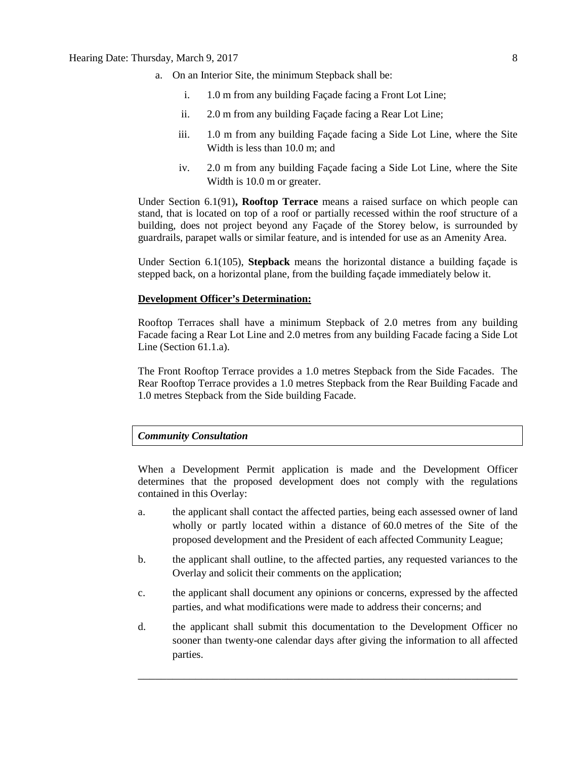a. On an Interior Site, the minimum Stepback shall be:

    i. 1.0 m from any building Façade facing a Front Lot Line;

    ii. 2.0 m from any building Façade facing a Rear Lot Line;

    iii. 1.0 m from any building Façade facing a Side Lot Line, where the Site Width is less than 10.0 m; and

    iv. 2.0 m from any building Façade facing a Side Lot Line, where the Site Width is 10.0 m or greater.

Under Section 6.1(91)**, Rooftop Terrace** means a raised surface on which people can stand, that is located on top of a roof or partially recessed within the roof structure of a building, does not project beyond any Façade of the Storey below, is surrounded by guardrails, parapet walls or similar feature, and is intended for use as an Amenity Area.

Under Section 6.1(105), **Stepback** means the horizontal distance a building façade is stepped back, on a horizontal plane, from the building façade immediately below it.

**Development Officer's Determination:**

Rooftop Terraces shall have a minimum Stepback of 2.0 metres from any building Facade facing a Rear Lot Line and 2.0 metres from any building Facade facing a Side Lot Line (Section 61.1.a).

The Front Rooftop Terrace provides a 1.0 metres Stepback from the Side Facades. The Rear Rooftop Terrace provides a 1.0 metres Stepback from the Rear Building Facade and 1.0 metres Stepback from the Side building Facade.

***Community Consultation***

When a Development Permit application is made and the Development Officer determines that the proposed development does not comply with the regulations contained in this Overlay:

a. the applicant shall contact the affected parties, being each assessed owner of land wholly or partly located within a distance of 60.0 metres of the Site of the proposed development and the President of each affected Community League;

b. the applicant shall outline, to the affected parties, any requested variances to the Overlay and solicit their comments on the application;

c. the applicant shall document any opinions or concerns, expressed by the affected parties, and what modifications were made to address their concerns; and

d. the applicant shall submit this documentation to the Development Officer no sooner than twenty-one calendar days after giving the information to all affected parties.

---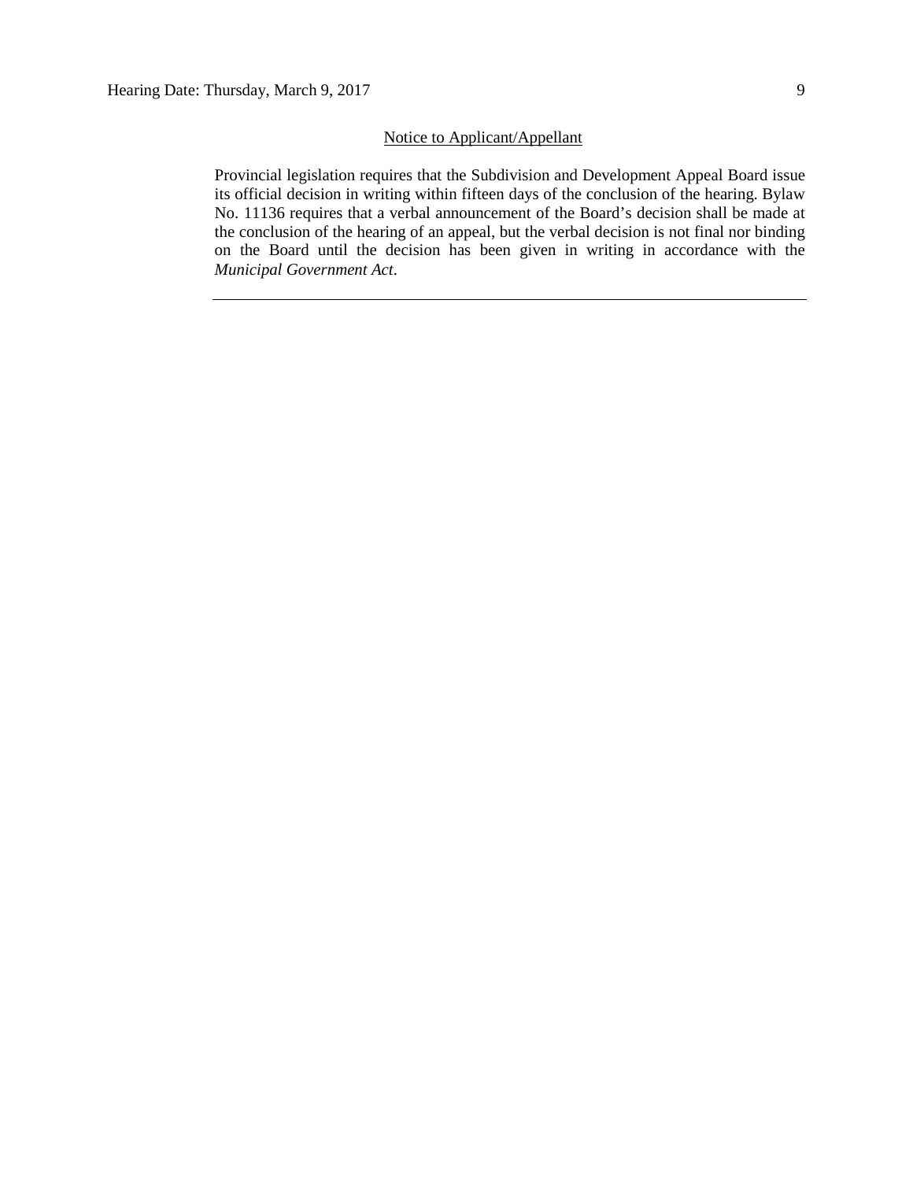Notice to Applicant/Appellant

Provincial legislation requires that the Subdivision and Development Appeal Board issue its official decision in writing within fifteen days of the conclusion of the hearing. Bylaw No. 11136 requires that a verbal announcement of the Board's decision shall be made at the conclusion of the hearing of an appeal, but the verbal decision is not final nor binding on the Board until the decision has been given in writing in accordance with the *Municipal Government Act*.

---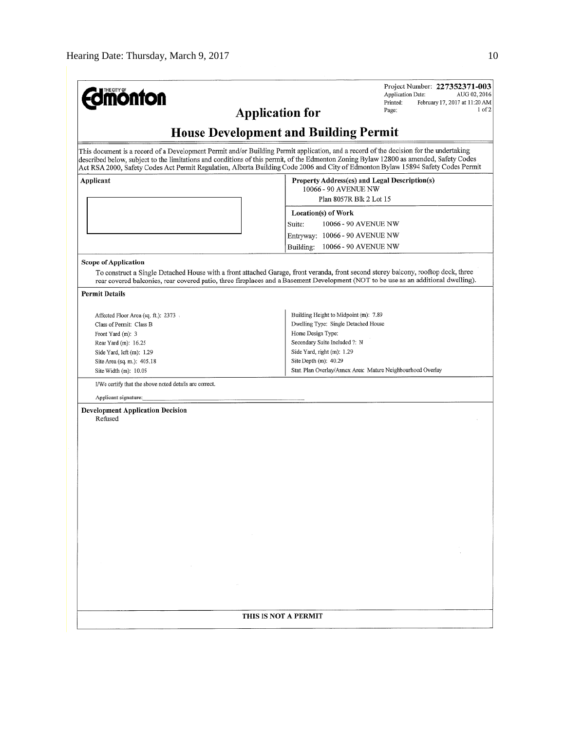**Edmonton**

Project Number: **227352371-003**
Application Date: AUG 02, 2016
Printed: February 17, 2017 at 11:20 AM
Page: 1 of 2

# Application for

# House Development and Building Permit

This document is a record of a Development Permit and/or Building Permit application, and a record of the decision for the undertaking described below, subject to the limitations and conditions of this permit, of the Edmonton Zoning Bylaw 12800 as amended, Safety Codes Act RSA 2000, Safety Codes Act Permit Regulation, Alberta Building Code 2006 and City of Edmonton Bylaw 15894 Safety Codes Permit

**Applicant**

**Property Address(es) and Legal Description(s)**
10066 - 90 AVENUE NW
Plan 8057R Blk 2 Lot 15

**Location(s) of Work**
Suite: 10066 - 90 AVENUE NW
Entryway: 10066 - 90 AVENUE NW
Building: 10066 - 90 AVENUE NW

**Scope of Application**

To construct a Single Detached House with a front attached Garage, front veranda, front second storey balcony, rooftop deck, three rear covered balconies, rear covered patio, three fireplaces and a Basement Development (NOT to be use as an additional dwelling).

**Permit Details**

| | |
|---|---|
| Affected Floor Area (sq. ft.): 2373 | Building Height to Midpoint (m): 7.89 |
| Class of Permit: Class B | Dwelling Type: Single Detached House |
| Front Yard (m): 3 | Home Design Type: |
| Rear Yard (m): 16.25 | Secondary Suite Included ?: N |
| Side Yard, left (m): 1.29 | Side Yard, right (m): 1.29 |
| Site Area (sq. m.): 405.18 | Site Depth (m): 40.29 |
| Site Width (m): 10.05 | Stat. Plan Overlay/Annex Area: Mature Neighbourhood Overlay |

I/We certify that the above noted details are correct.

Applicant signature: ______________________________

**Development Application Decision**
Refused

**THIS IS NOT A PERMIT**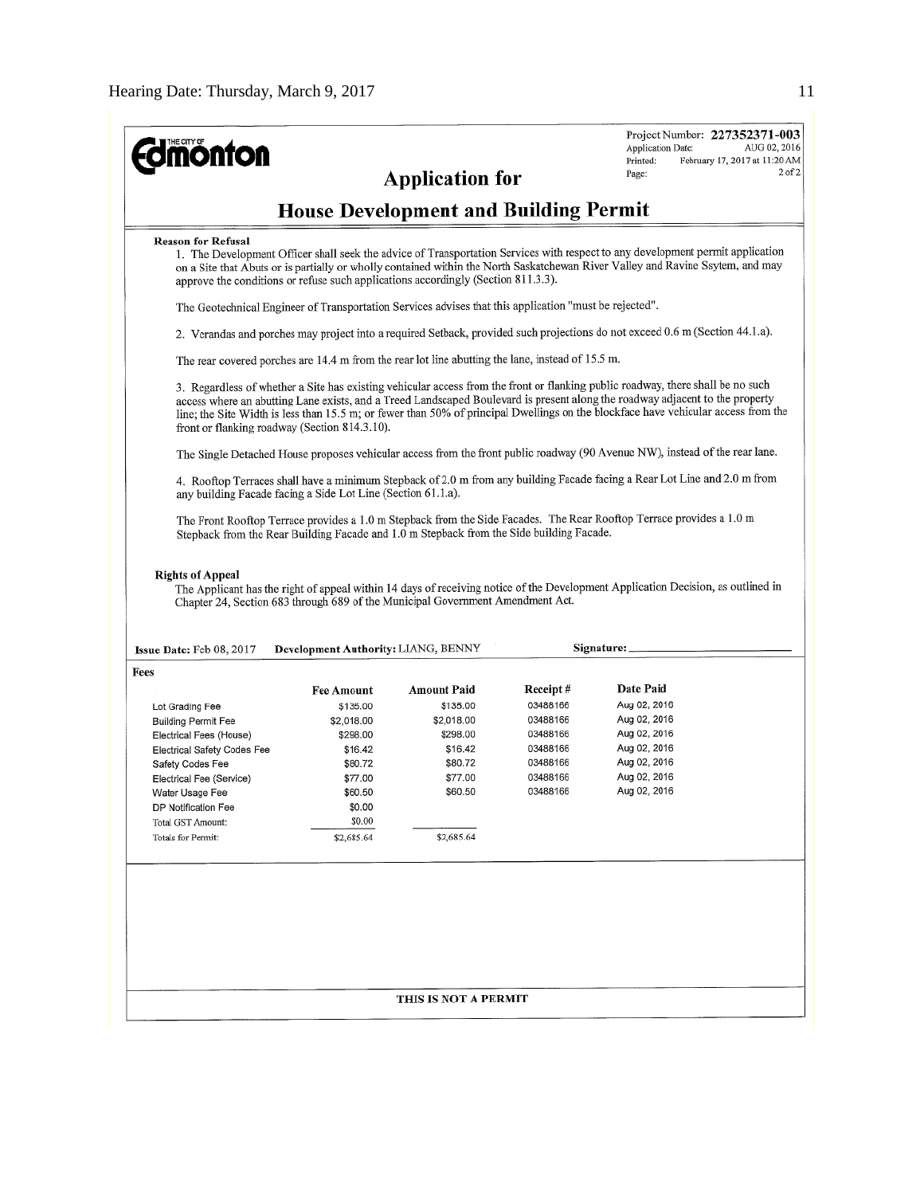THE CITY OF **Edmonton**

Project Number: **227352371-003**
Application Date: AUG 02, 2016
Printed: February 17, 2017 at 11:20 AM
Page: 2 of 2

# Application for

# House Development and Building Permit

**Reason for Refusal**

1. The Development Officer shall seek the advice of Transportation Services with respect to any development permit application on a Site that Abuts or is partially or wholly contained within the North Saskatchewan River Valley and Ravine Ssytem, and may approve the conditions or refuse such applications accordingly (Section 811.3.3).

The Geotechnical Engineer of Transportation Services advises that this application "must be rejected".

2. Verandas and porches may project into a required Setback, provided such projections do not exceed 0.6 m (Section 44.1.a).

The rear covered porches are 14.4 m from the rear lot line abutting the lane, instead of 15.5 m.

3. Regardless of whether a Site has existing vehicular access from the front or flanking public roadway, there shall be no such access where an abutting Lane exists, and a Treed Landscaped Boulevard is present along the roadway adjacent to the property line; the Site Width is less than 15.5 m; or fewer than 50% of principal Dwellings on the blockface have vehicular access from the front or flanking roadway (Section 814.3.10).

The Single Detached House proposes vehicular access from the front public roadway (90 Avenue NW), instead of the rear lane.

4. Rooftop Terraces shall have a minimum Stepback of 2.0 m from any building Facade facing a Rear Lot Line and 2.0 m from any building Facade facing a Side Lot Line (Section 61.1.a).

The Front Rooftop Terrace provides a 1.0 m Stepback from the Side Facades. The Rear Rooftop Terrace provides a 1.0 m Stepback from the Rear Building Facade and 1.0 m Stepback from the Side building Facade.

**Rights of Appeal**

The Applicant has the right of appeal within 14 days of receiving notice of the Development Application Decision, as outlined in Chapter 24, Section 683 through 689 of the Municipal Government Amendment Act.

**Issue Date:** Feb 08, 2017 **Development Authority:** LIANG, BENNY **Signature:** ______________________

**Fees**

| | Fee Amount | Amount Paid | Receipt # | Date Paid |
|---|---|---|---|---|
| Lot Grading Fee | $135.00 | $135.00 | 03488166 | Aug 02, 2016 |
| Building Permit Fee | $2,018.00 | $2,018.00 | 03488166 | Aug 02, 2016 |
| Electrical Fees (House) | $298.00 | $298.00 | 03488166 | Aug 02, 2016 |
| Electrical Safety Codes Fee | $16.42 | $16.42 | 03488166 | Aug 02, 2016 |
| Safety Codes Fee | $80.72 | $80.72 | 03488166 | Aug 02, 2016 |
| Electrical Fee (Service) | $77.00 | $77.00 | 03488166 | Aug 02, 2016 |
| Water Usage Fee | $60.50 | $60.50 | 03488166 | Aug 02, 2016 |
| DP Notification Fee | $0.00 | | | |
| Total GST Amount: | $0.00 | | | |
| Totals for Permit: | $2,685.64 | $2,685.64 | | |

**THIS IS NOT A PERMIT**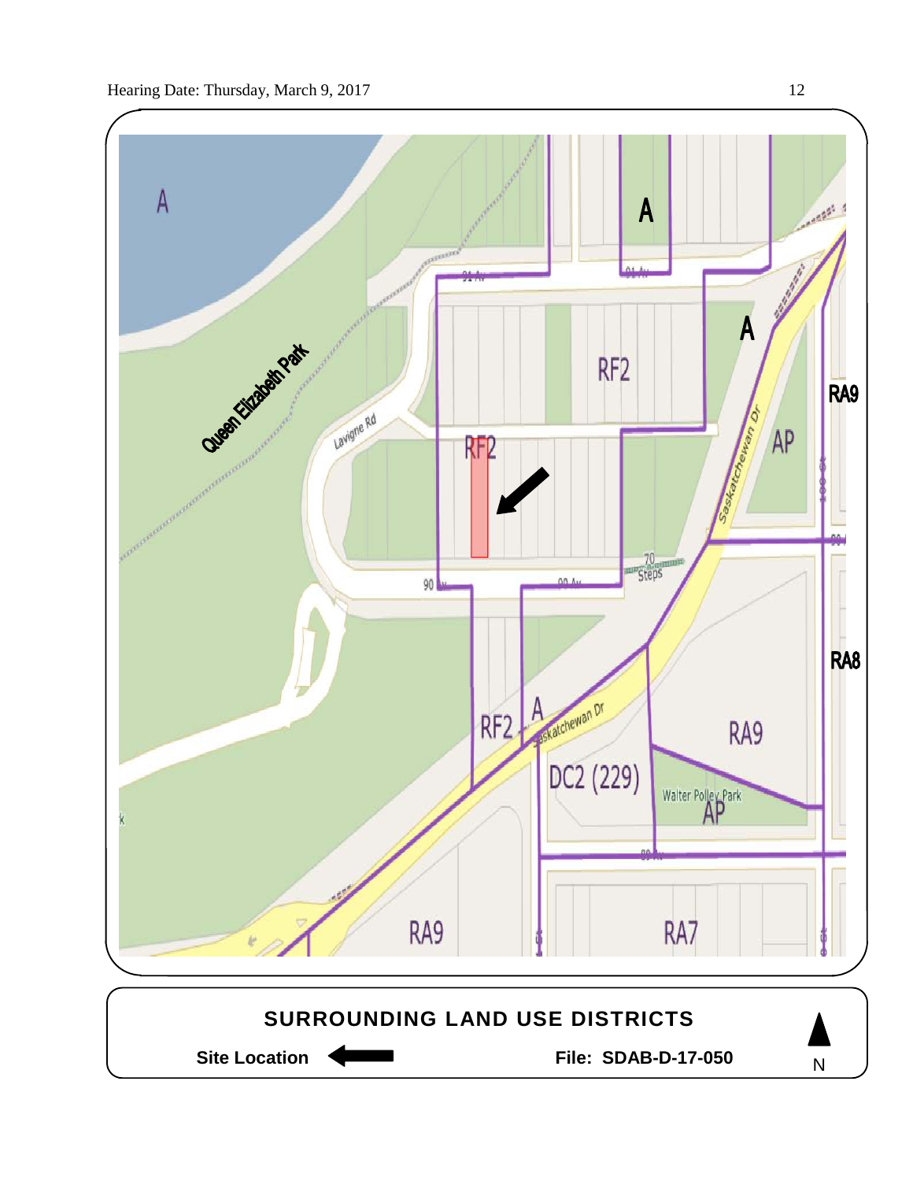**SURROUNDING LAND USE DISTRICTS**

**Site Location** ← **File: SDAB-D-17-050** N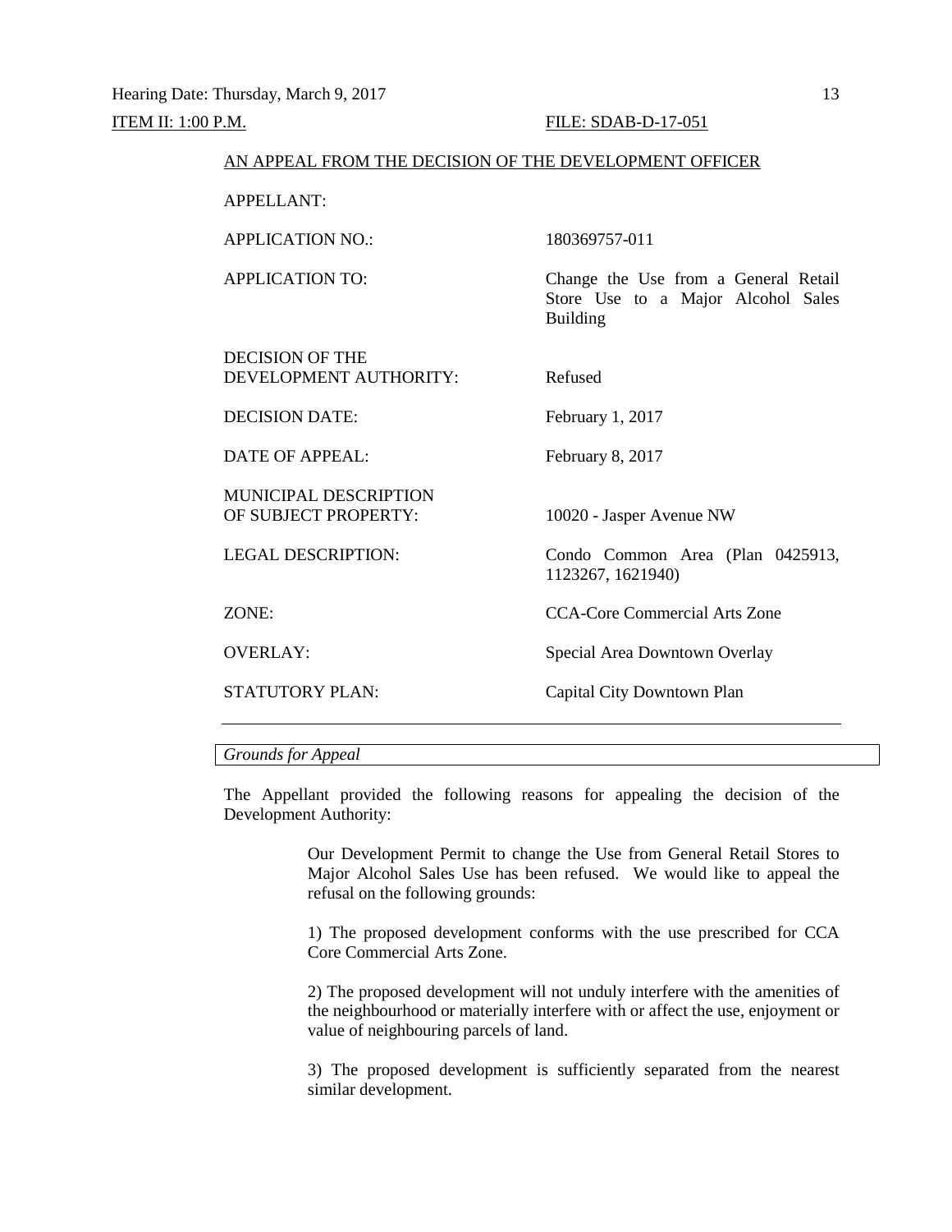Hearing Date: Thursday, March 9, 2017

ITEM II: 1:00 P.M. FILE: SDAB-D-17-051

AN APPEAL FROM THE DECISION OF THE DEVELOPMENT OFFICER

| | |
|---|---|
| APPELLANT: | |
| APPLICATION NO.: | 180369757-011 |
| APPLICATION TO: | Change the Use from a General Retail Store Use to a Major Alcohol Sales Building |
| DECISION OF THE DEVELOPMENT AUTHORITY: | Refused |
| DECISION DATE: | February 1, 2017 |
| DATE OF APPEAL: | February 8, 2017 |
| MUNICIPAL DESCRIPTION OF SUBJECT PROPERTY: | 10020 - Jasper Avenue NW |
| LEGAL DESCRIPTION: | Condo Common Area (Plan 0425913, 1123267, 1621940) |
| ZONE: | CCA-Core Commercial Arts Zone |
| OVERLAY: | Special Area Downtown Overlay |
| STATUTORY PLAN: | Capital City Downtown Plan |

*Grounds for Appeal*

The Appellant provided the following reasons for appealing the decision of the Development Authority:

> Our Development Permit to change the Use from General Retail Stores to Major Alcohol Sales Use has been refused. We would like to appeal the refusal on the following grounds:
>
> 1) The proposed development conforms with the use prescribed for CCA Core Commercial Arts Zone.
>
> 2) The proposed development will not unduly interfere with the amenities of the neighbourhood or materially interfere with or affect the use, enjoyment or value of neighbouring parcels of land.
>
> 3) The proposed development is sufficiently separated from the nearest similar development.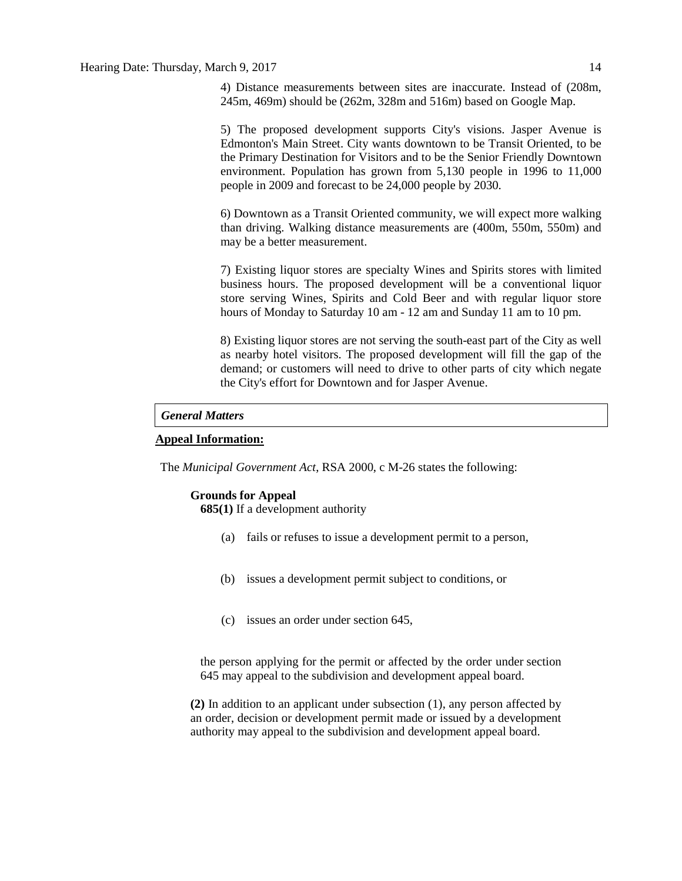4) Distance measurements between sites are inaccurate. Instead of (208m, 245m, 469m) should be (262m, 328m and 516m) based on Google Map.

5) The proposed development supports City's visions. Jasper Avenue is Edmonton's Main Street. City wants downtown to be Transit Oriented, to be the Primary Destination for Visitors and to be the Senior Friendly Downtown environment. Population has grown from 5,130 people in 1996 to 11,000 people in 2009 and forecast to be 24,000 people by 2030.

6) Downtown as a Transit Oriented community, we will expect more walking than driving. Walking distance measurements are (400m, 550m, 550m) and may be a better measurement.

7) Existing liquor stores are specialty Wines and Spirits stores with limited business hours. The proposed development will be a conventional liquor store serving Wines, Spirits and Cold Beer and with regular liquor store hours of Monday to Saturday 10 am - 12 am and Sunday 11 am to 10 pm.

8) Existing liquor stores are not serving the south-east part of the City as well as nearby hotel visitors. The proposed development will fill the gap of the demand; or customers will need to drive to other parts of city which negate the City's effort for Downtown and for Jasper Avenue.

***General Matters***

**Appeal Information:**

The *Municipal Government Act*, RSA 2000, c M-26 states the following:

**Grounds for Appeal**

**685(1)** If a development authority

(a) fails or refuses to issue a development permit to a person,

(b) issues a development permit subject to conditions, or

(c) issues an order under section 645,

the person applying for the permit or affected by the order under section 645 may appeal to the subdivision and development appeal board.

**(2)** In addition to an applicant under subsection (1), any person affected by an order, decision or development permit made or issued by a development authority may appeal to the subdivision and development appeal board.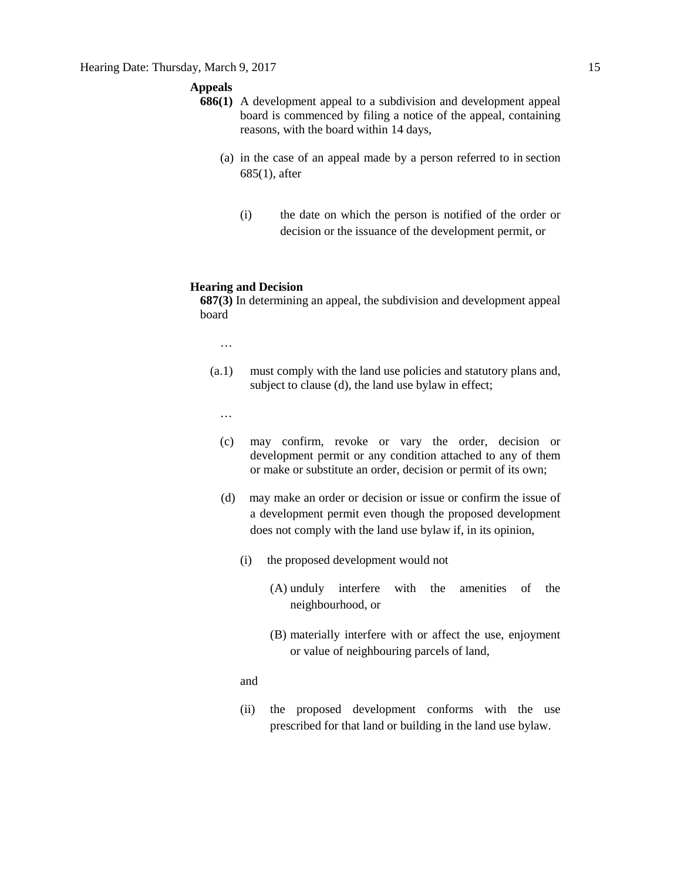**Appeals**

**686(1)** A development appeal to a subdivision and development appeal board is commenced by filing a notice of the appeal, containing reasons, with the board within 14 days,

(a) in the case of an appeal made by a person referred to in section 685(1), after

(i) the date on which the person is notified of the order or decision or the issuance of the development permit, or

**Hearing and Decision**

**687(3)** In determining an appeal, the subdivision and development appeal board

…

(a.1) must comply with the land use policies and statutory plans and, subject to clause (d), the land use bylaw in effect;

…

(c) may confirm, revoke or vary the order, decision or development permit or any condition attached to any of them or make or substitute an order, decision or permit of its own;

(d) may make an order or decision or issue or confirm the issue of a development permit even though the proposed development does not comply with the land use bylaw if, in its opinion,

(i) the proposed development would not

(A) unduly interfere with the amenities of the neighbourhood, or

(B) materially interfere with or affect the use, enjoyment or value of neighbouring parcels of land,

and

(ii) the proposed development conforms with the use prescribed for that land or building in the land use bylaw.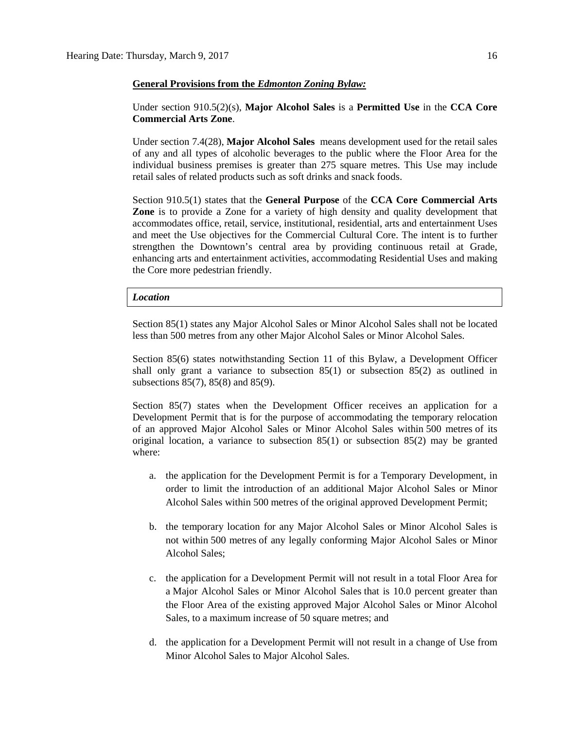**General Provisions from the *Edmonton Zoning Bylaw:***

Under section 910.5(2)(s), **Major Alcohol Sales** is a **Permitted Use** in the **CCA Core Commercial Arts Zone**.

Under section 7.4(28), **Major Alcohol Sales** means development used for the retail sales of any and all types of alcoholic beverages to the public where the Floor Area for the individual business premises is greater than 275 square metres. This Use may include retail sales of related products such as soft drinks and snack foods.

Section 910.5(1) states that the **General Purpose** of the **CCA Core Commercial Arts Zone** is to provide a Zone for a variety of high density and quality development that accommodates office, retail, service, institutional, residential, arts and entertainment Uses and meet the Use objectives for the Commercial Cultural Core. The intent is to further strengthen the Downtown's central area by providing continuous retail at Grade, enhancing arts and entertainment activities, accommodating Residential Uses and making the Core more pedestrian friendly.

***Location***

Section 85(1) states any Major Alcohol Sales or Minor Alcohol Sales shall not be located less than 500 metres from any other Major Alcohol Sales or Minor Alcohol Sales.

Section 85(6) states notwithstanding Section 11 of this Bylaw, a Development Officer shall only grant a variance to subsection 85(1) or subsection 85(2) as outlined in subsections 85(7), 85(8) and 85(9).

Section 85(7) states when the Development Officer receives an application for a Development Permit that is for the purpose of accommodating the temporary relocation of an approved Major Alcohol Sales or Minor Alcohol Sales within 500 metres of its original location, a variance to subsection 85(1) or subsection 85(2) may be granted where:

a. the application for the Development Permit is for a Temporary Development, in order to limit the introduction of an additional Major Alcohol Sales or Minor Alcohol Sales within 500 metres of the original approved Development Permit;

b. the temporary location for any Major Alcohol Sales or Minor Alcohol Sales is not within 500 metres of any legally conforming Major Alcohol Sales or Minor Alcohol Sales;

c. the application for a Development Permit will not result in a total Floor Area for a Major Alcohol Sales or Minor Alcohol Sales that is 10.0 percent greater than the Floor Area of the existing approved Major Alcohol Sales or Minor Alcohol Sales, to a maximum increase of 50 square metres; and

d. the application for a Development Permit will not result in a change of Use from Minor Alcohol Sales to Major Alcohol Sales.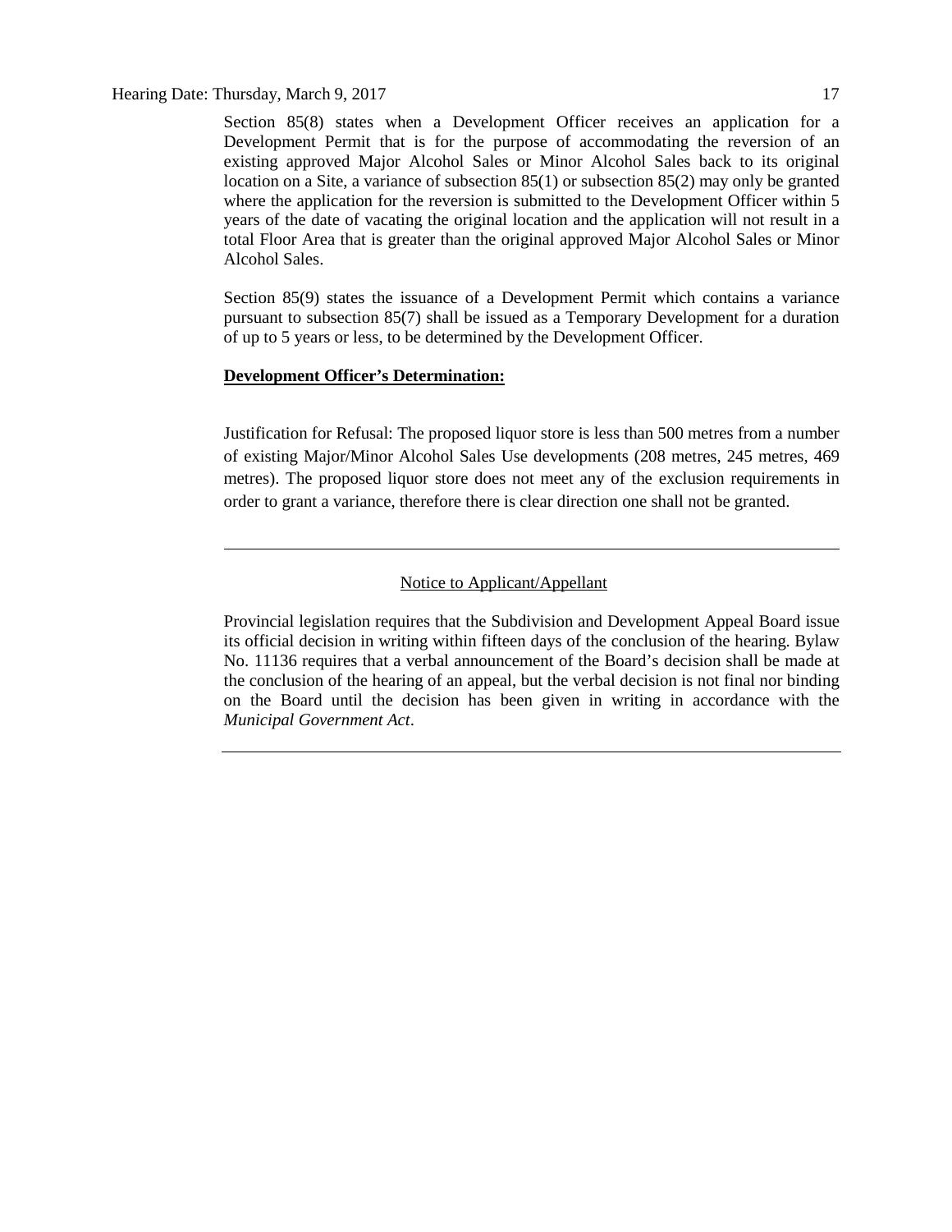Section 85(8) states when a Development Officer receives an application for a Development Permit that is for the purpose of accommodating the reversion of an existing approved Major Alcohol Sales or Minor Alcohol Sales back to its original location on a Site, a variance of subsection 85(1) or subsection 85(2) may only be granted where the application for the reversion is submitted to the Development Officer within 5 years of the date of vacating the original location and the application will not result in a total Floor Area that is greater than the original approved Major Alcohol Sales or Minor Alcohol Sales.

Section 85(9) states the issuance of a Development Permit which contains a variance pursuant to subsection 85(7) shall be issued as a Temporary Development for a duration of up to 5 years or less, to be determined by the Development Officer.

**Development Officer's Determination:**

Justification for Refusal: The proposed liquor store is less than 500 metres from a number of existing Major/Minor Alcohol Sales Use developments (208 metres, 245 metres, 469 metres). The proposed liquor store does not meet any of the exclusion requirements in order to grant a variance, therefore there is clear direction one shall not be granted.

---

Notice to Applicant/Appellant

Provincial legislation requires that the Subdivision and Development Appeal Board issue its official decision in writing within fifteen days of the conclusion of the hearing. Bylaw No. 11136 requires that a verbal announcement of the Board's decision shall be made at the conclusion of the hearing of an appeal, but the verbal decision is not final nor binding on the Board until the decision has been given in writing in accordance with the *Municipal Government Act*.

---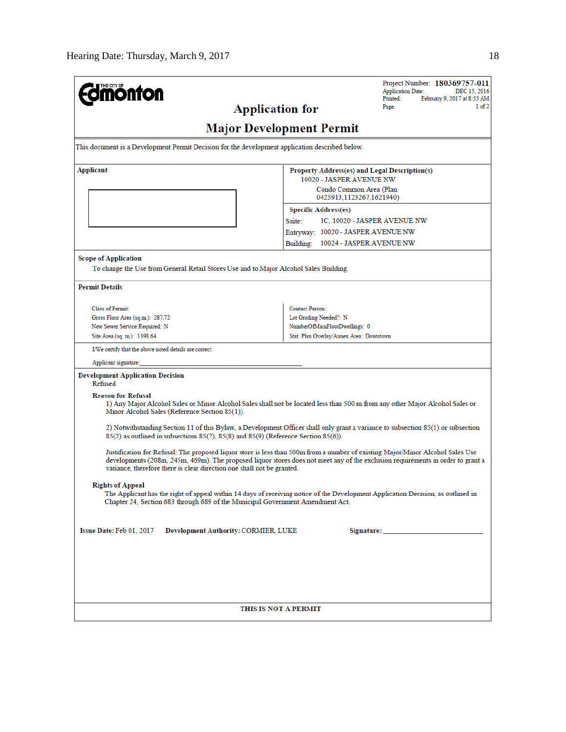THE CITY OF Edmonton

Project Number: **180369757-011**
Application Date: DEC 15, 2016
Printed: February 9, 2017 at 8:55 AM
Page: 1 of 2

# Application for
# Major Development Permit

This document is a Development Permit Decision for the development application described below.

**Applicant**

**Property Address(es) and Legal Description(s)**
10020 - JASPER AVENUE NW
Condo Common Area (Plan 0425913,1123267,1621940)

**Specific Address(es)**
Suite: 1C, 10020 - JASPER AVENUE NW
Entryway: 10020 - JASPER AVENUE NW
Building: 10024 - JASPER AVENUE NW

**Scope of Application**
To change the Use from General Retail Stores Use and to Major Alcohol Sales Building.

**Permit Details**

| | |
|---|---|
| Class of Permit: | Contact Person: |
| Gross Floor Area (sq.m.): 287.72 | Lot Grading Needed?: N |
| New Sewer Service Required: N | NumberOfMainFloorDwellings: 0 |
| Site Area (sq. m.): 1398.64 | Stat. Plan Overlay/Annex Area: Downtown |

I/We certify that the above noted details are correct.

Applicant signature: ______________________________

**Development Application Decision**
Refused

**Reason for Refusal**

1) Any Major Alcohol Sales or Minor Alcohol Sales shall not be located less than 500 m from any other Major Alcohol Sales or Minor Alcohol Sales (Reference Section 85(1)).

2) Notwithstanding Section 11 of this Bylaw, a Development Officer shall only grant a variance to subsection 85(1) or subsection 85(2) as outlined in subsections 85(7), 85(8) and 85(9) (Reference Section 85(6)).

Justification for Refusal: The proposed liquor store is less than 500m from a number of existing Major/Minor Alcohol Sales Use developments (208m, 245m, 469m). The proposed liquor stores does not meet any of the exclusion requirements in order to grant a variance, therefore there is clear direction one shall not be granted.

**Rights of Appeal**
The Applicant has the right of appeal within 14 days of receiving notice of the Development Application Decision, as outlined in Chapter 24, Section 683 through 689 of the Municipal Government Amendment Act.

**Issue Date:** Feb 01, 2017 **Development Authority:** CORMIER, LUKE **Signature:** ______________________________

**THIS IS NOT A PERMIT**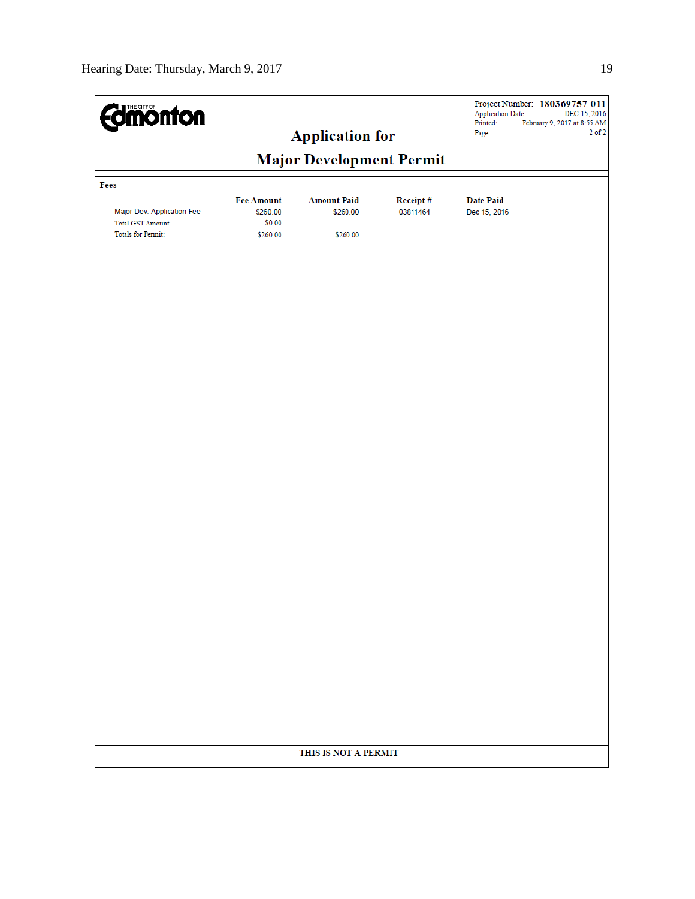The City of Edmonton

Project Number: **180369757-011**
Application Date: DEC 15, 2016
Printed: February 9, 2017 at 8:55 AM
Page: 2 of 2

# Application for Major Development Permit

**Fees**

| | Fee Amount | Amount Paid | Receipt # | Date Paid |
|---|---|---|---|---|
| Major Dev. Application Fee | $260.00 | $260.00 | 03811464 | Dec 15, 2016 |
| Total GST Amount: | $0.00 | | | |
| Totals for Permit: | $260.00 | $260.00 | | |

**THIS IS NOT A PERMIT**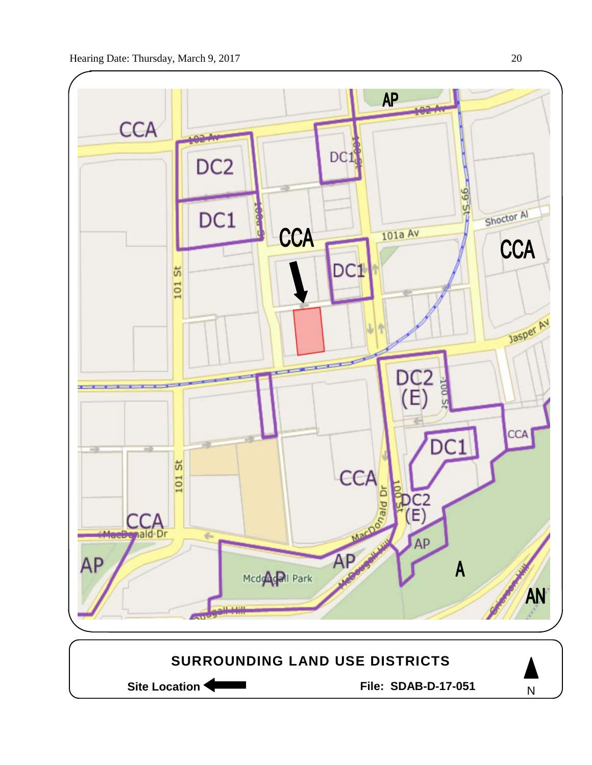CCA

102 Av

DC2

DC1

100A St

DC1

100 St

AP

102 Av

99 St

Shoctor Al

CCA

101a Av

CCA

DC1

101 St

Jasper Av

DC2 (E)

100 St

CCA

DC1

CCA

101 St

CCA

MacDonald Dr

100 St

MacDonald Dr

DC2 (E)

AP

AP

McDougall Hill

AP

Mcdougall Park

A

AN

Grierson Hill

AP

McDougall Hill

**SURROUNDING LAND USE DISTRICTS**

**Site Location** ←

**File: SDAB-D-17-051**

N